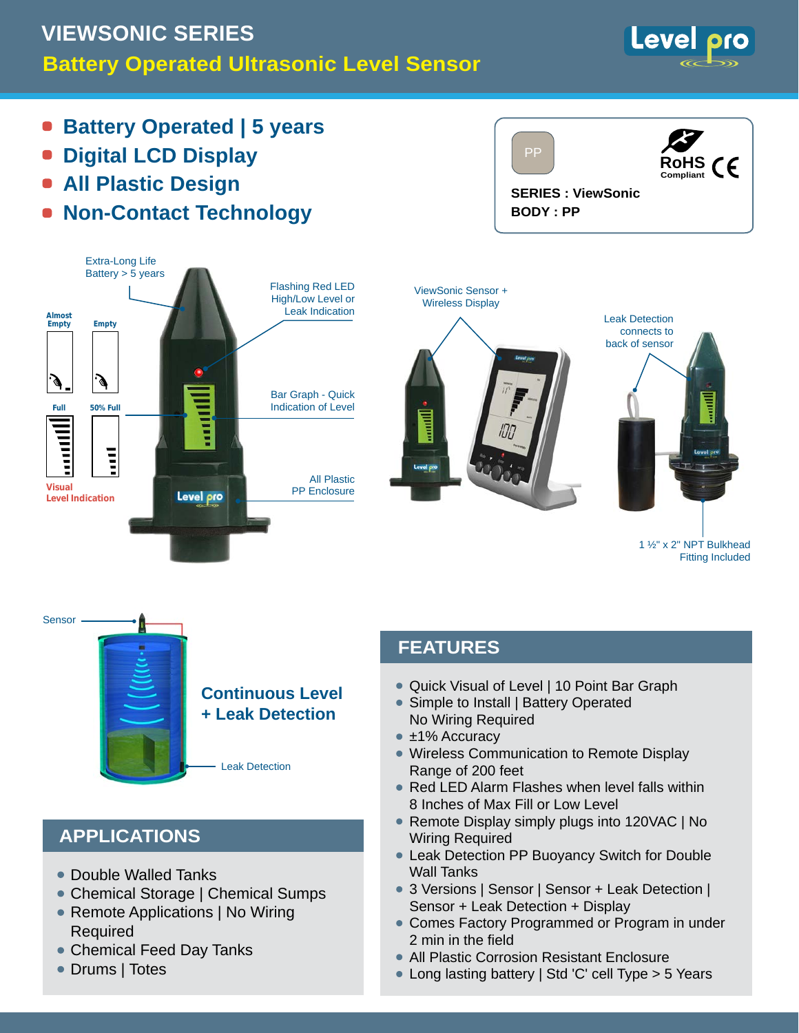# VIEWSONIC SERIES

## Battery Operated Ultrasonic Level Sensor

- **Battery Operated | 5 years**
- **Digital LCD Display**
- **All Plastic Design**
- **Non-Contact Technology**

PP

RoHS Compliant CE

**SERIES : ViewSonic**
**BODY : PP**

Extra-Long Life Battery > 5 years

Flashing Red LED High/Low Level or Leak Indication

Bar Graph - Quick Indication of Level

All Plastic PP Enclosure

Almost Empty | Empty | Full | 50% Full

Visual Level Indication

ViewSonic Sensor + Wireless Display

Leak Detection connects to back of sensor

1 ½" x 2" NPT Bulkhead Fitting Included

Sensor

**Continuous Level + Leak Detection**

Leak Detection

## APPLICATIONS

- Double Walled Tanks
- Chemical Storage | Chemical Sumps
- Remote Applications | No Wiring Required
- Chemical Feed Day Tanks
- Drums | Totes

## FEATURES

- Quick Visual of Level | 10 Point Bar Graph
- Simple to Install | Battery Operated No Wiring Required
- ±1% Accuracy
- Wireless Communication to Remote Display Range of 200 feet
- Red LED Alarm Flashes when level falls within 8 Inches of Max Fill or Low Level
- Remote Display simply plugs into 120VAC | No Wiring Required
- Leak Detection PP Buoyancy Switch for Double Wall Tanks
- 3 Versions | Sensor | Sensor + Leak Detection | Sensor + Leak Detection + Display
- Comes Factory Programmed or Program in under 2 min in the field
- All Plastic Corrosion Resistant Enclosure
- Long lasting battery | Std 'C' cell Type > 5 Years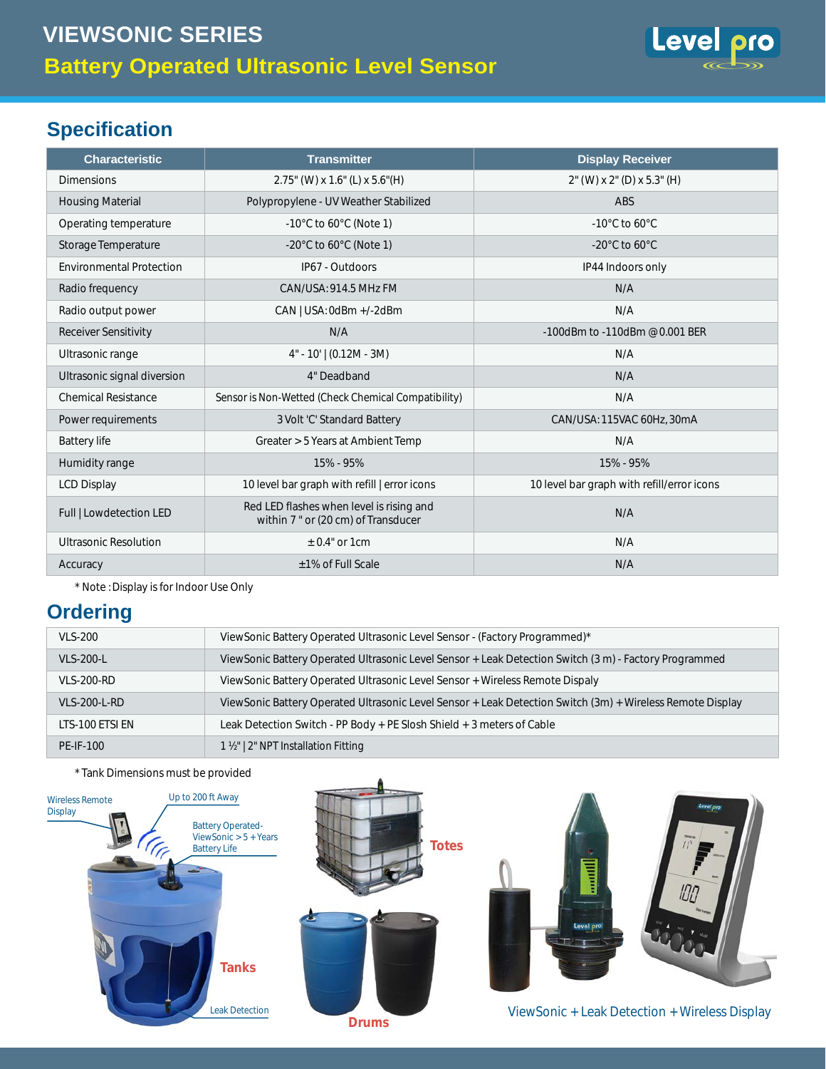# VIEWSONIC SERIES

## Battery Operated Ultrasonic Level Sensor

## Specification

| Characteristic | Transmitter | Display Receiver |
|---|---|---|
| Dimensions | 2.75" (W) x 1.6" (L) x 5.6"(H) | 2" (W) x 2" (D) x 5.3" (H) |
| Housing Material | Polypropylene - UV Weather Stabilized | ABS |
| Operating temperature | -10°C to 60°C (Note 1) | -10°C to 60°C |
| Storage Temperature | -20°C to 60°C (Note 1) | -20°C to 60°C |
| Environmental Protection | IP67 - Outdoors | IP44 Indoors only |
| Radio frequency | CAN/USA: 914.5 MHz FM | N/A |
| Radio output power | CAN \| USA: 0dBm +/-2dBm | N/A |
| Receiver Sensitivity | N/A | -100dBm to -110dBm @ 0.001 BER |
| Ultrasonic range | 4" - 10' \| (0.12M - 3M) | N/A |
| Ultrasonic signal diversion | 4" Deadband | N/A |
| Chemical Resistance | Sensor is Non-Wetted (Check Chemical Compatibility) | N/A |
| Power requirements | 3 Volt 'C' Standard Battery | CAN/USA: 115VAC 60Hz, 30mA |
| Battery life | Greater > 5 Years at Ambient Temp | N/A |
| Humidity range | 15% - 95% | 15% - 95% |
| LCD Display | 10 level bar graph with refill \| error icons | 10 level bar graph with refill/error icons |
| Full \| Lowdetection LED | Red LED flashes when level is rising and within 7 " or (20 cm) of Transducer | N/A |
| Ultrasonic Resolution | ± 0.4" or 1cm | N/A |
| Accuracy | ±1% of Full Scale | N/A |

* Note : Display is for Indoor Use Only

## Ordering

| | |
|---|---|
| VLS-200 | ViewSonic Battery Operated Ultrasonic Level Sensor - (Factory Programmed)* |
| VLS-200-L | ViewSonic Battery Operated Ultrasonic Level Sensor + Leak Detection Switch (3 m) - Factory Programmed |
| VLS-200-RD | ViewSonic Battery Operated Ultrasonic Level Sensor + Wireless Remote Dispaly |
| VLS-200-L-RD | ViewSonic Battery Operated Ultrasonic Level Sensor + Leak Detection Switch (3m) + Wireless Remote Display |
| LTS-100 ETSI EN | Leak Detection Switch - PP Body + PE Slosh Shield + 3 meters of Cable |
| PE-IF-100 | 1 ½" \| 2" NPT Installation Fitting |

* Tank Dimensions must be provided

Wireless Remote Display

Up to 200 ft Away

Battery Operated- ViewSonic > 5 + Years Battery Life

Tanks

Leak Detection

Totes

Drums

ViewSonic + Leak Detection + Wireless Display